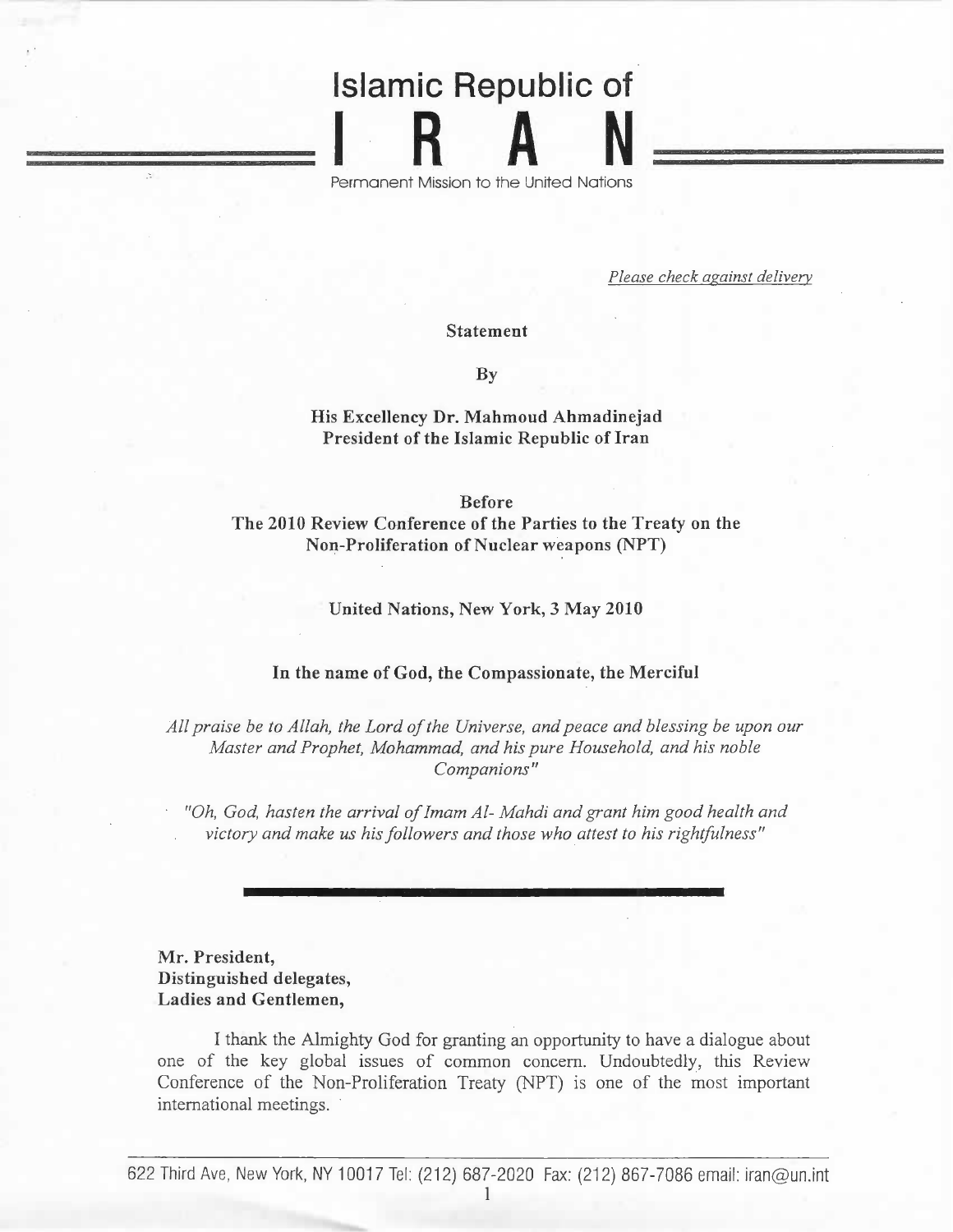# Islamic Republic of IRAN

Permanent Mission to the United Nations

*Please check against delivery*

**Statement**

**By**

**His Excellency Dr. Mahmoud Ahmadinejad**
**President of the Islamic Republic of Iran**

**Before**
**The 2010 Review Conference of the Parties to the Treaty on the Non-Proliferation of Nuclear weapons (NPT)**

**United Nations, New York, 3 May 2010**

**In the name of God, the Compassionate, the Merciful**

*All praise be to Allah, the Lord of the Universe, and peace and blessing be upon our Master and Prophet, Mohammad, and his pure Household, and his noble Companions"*

*"Oh, God, hasten the arrival of Imam Al- Mahdi and grant him good health and victory and make us his followers and those who attest to his rightfulness"*

---

**Mr. President,**
**Distinguished delegates,**
**Ladies and Gentlemen,**

I thank the Almighty God for granting an opportunity to have a dialogue about one of the key global issues of common concern. Undoubtedly, this Review Conference of the Non-Proliferation Treaty (NPT) is one of the most important international meetings.

622 Third Ave, New York, NY 10017 Tel: (212) 687-2020 Fax: (212) 867-7086 email: iran@un.int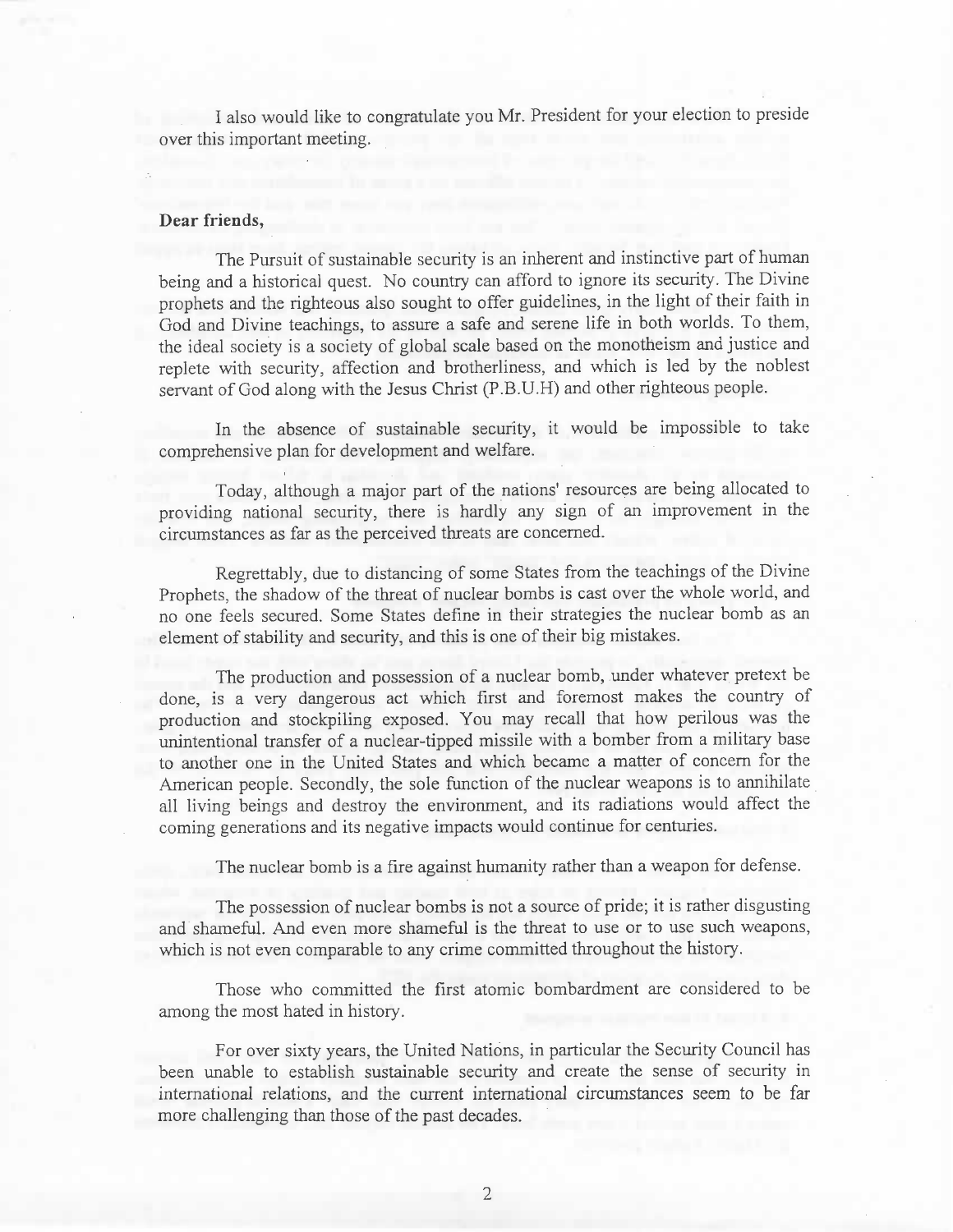I also would like to congratulate you Mr. President for your election to preside over this important meeting.

**Dear friends,**

The Pursuit of sustainable security is an inherent and instinctive part of human being and a historical quest. No country can afford to ignore its security. The Divine prophets and the righteous also sought to offer guidelines, in the light of their faith in God and Divine teachings, to assure a safe and serene life in both worlds. To them, the ideal society is a society of global scale based on the monotheism and justice and replete with security, affection and brotherliness, and which is led by the noblest servant of God along with the Jesus Christ (P.B.U.H) and other righteous people.

In the absence of sustainable security, it would be impossible to take comprehensive plan for development and welfare.

Today, although a major part of the nations' resources are being allocated to providing national security, there is hardly any sign of an improvement in the circumstances as far as the perceived threats are concerned.

Regrettably, due to distancing of some States from the teachings of the Divine Prophets, the shadow of the threat of nuclear bombs is cast over the whole world, and no one feels secured. Some States define in their strategies the nuclear bomb as an element of stability and security, and this is one of their big mistakes.

The production and possession of a nuclear bomb, under whatever pretext be done, is a very dangerous act which first and foremost makes the country of production and stockpiling exposed. You may recall that how perilous was the unintentional transfer of a nuclear-tipped missile with a bomber from a military base to another one in the United States and which became a matter of concern for the American people. Secondly, the sole function of the nuclear weapons is to annihilate all living beings and destroy the environment, and its radiations would affect the coming generations and its negative impacts would continue for centuries.

The nuclear bomb is a fire against humanity rather than a weapon for defense.

The possession of nuclear bombs is not a source of pride; it is rather disgusting and shameful. And even more shameful is the threat to use or to use such weapons, which is not even comparable to any crime committed throughout the history.

Those who committed the first atomic bombardment are considered to be among the most hated in history.

For over sixty years, the United Nations, in particular the Security Council has been unable to establish sustainable security and create the sense of security in international relations, and the current international circumstances seem to be far more challenging than those of the past decades.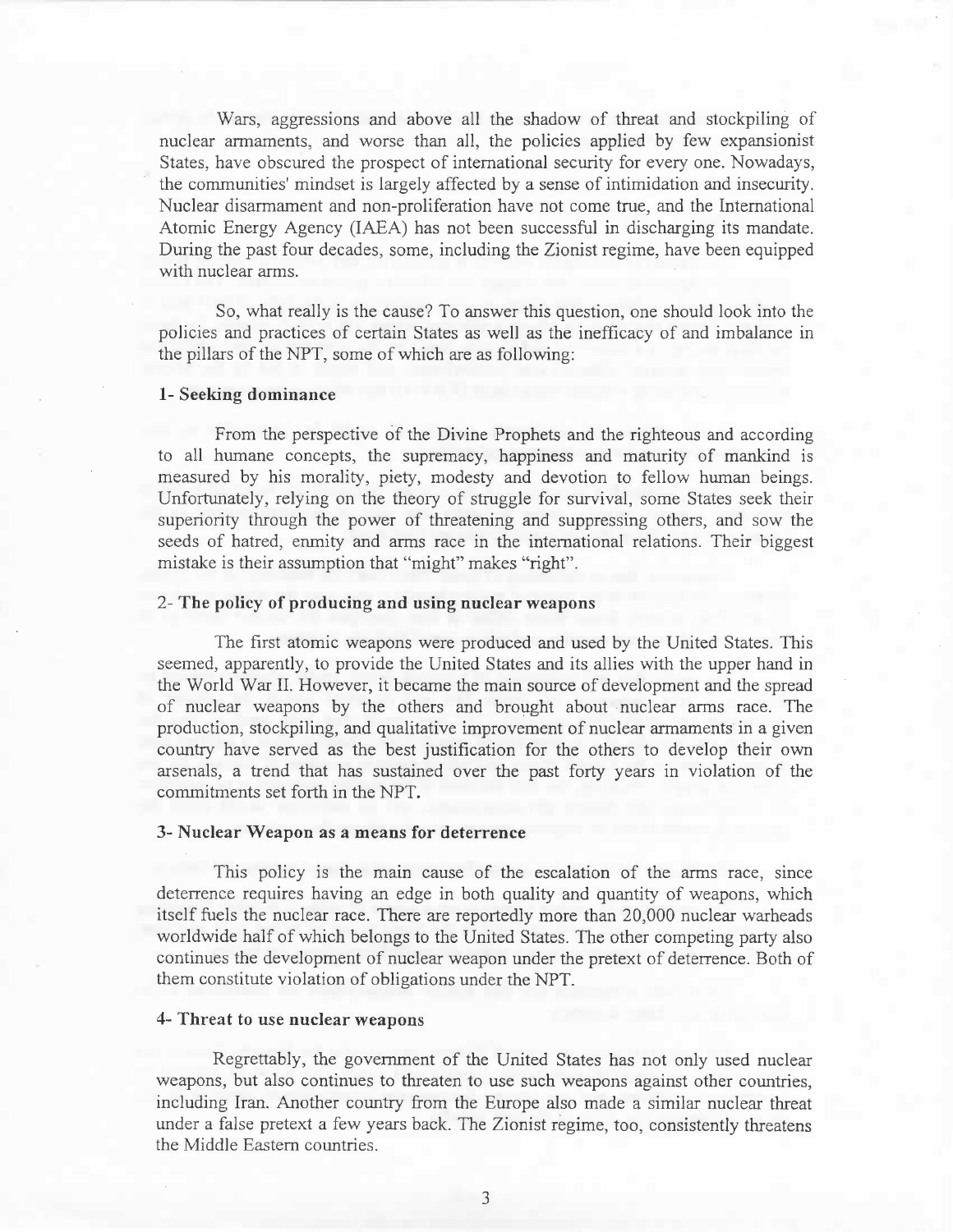Wars, aggressions and above all the shadow of threat and stockpiling of nuclear armaments, and worse than all, the policies applied by few expansionist States, have obscured the prospect of international security for every one. Nowadays, the communities' mindset is largely affected by a sense of intimidation and insecurity. Nuclear disarmament and non-proliferation have not come true, and the International Atomic Energy Agency (IAEA) has not been successful in discharging its mandate. During the past four decades, some, including the Zionist regime, have been equipped with nuclear arms.

So, what really is the cause? To answer this question, one should look into the policies and practices of certain States as well as the inefficacy of and imbalance in the pillars of the NPT, some of which are as following:

**1- Seeking dominance**

From the perspective of the Divine Prophets and the righteous and according to all humane concepts, the supremacy, happiness and maturity of mankind is measured by his morality, piety, modesty and devotion to fellow human beings. Unfortunately, relying on the theory of struggle for survival, some States seek their superiority through the power of threatening and suppressing others, and sow the seeds of hatred, enmity and arms race in the international relations. Their biggest mistake is their assumption that "might" makes "right".

**2- The policy of producing and using nuclear weapons**

The first atomic weapons were produced and used by the United States. This seemed, apparently, to provide the United States and its allies with the upper hand in the World War II. However, it became the main source of development and the spread of nuclear weapons by the others and brought about nuclear arms race. The production, stockpiling, and qualitative improvement of nuclear armaments in a given country have served as the best justification for the others to develop their own arsenals, a trend that has sustained over the past forty years in violation of the commitments set forth in the NPT.

**3- Nuclear Weapon as a means for deterrence**

This policy is the main cause of the escalation of the arms race, since deterrence requires having an edge in both quality and quantity of weapons, which itself fuels the nuclear race. There are reportedly more than 20,000 nuclear warheads worldwide half of which belongs to the United States. The other competing party also continues the development of nuclear weapon under the pretext of deterrence. Both of them constitute violation of obligations under the NPT.

**4- Threat to use nuclear weapons**

Regrettably, the government of the United States has not only used nuclear weapons, but also continues to threaten to use such weapons against other countries, including Iran. Another country from the Europe also made a similar nuclear threat under a false pretext a few years back. The Zionist regime, too, consistently threatens the Middle Eastern countries.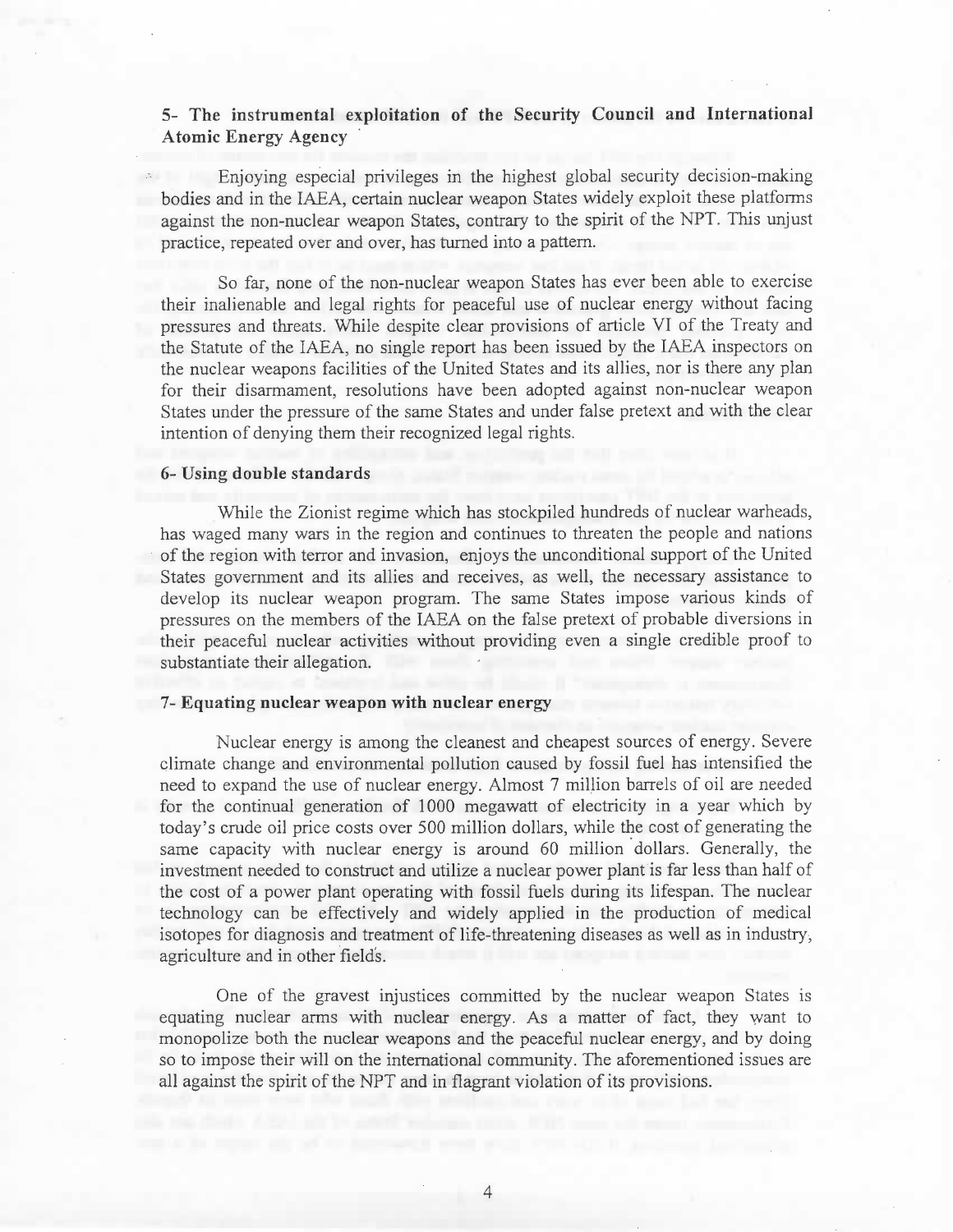## 5- The instrumental exploitation of the Security Council and International Atomic Energy Agency

Enjoying especial privileges in the highest global security decision-making bodies and in the IAEA, certain nuclear weapon States widely exploit these platforms against the non-nuclear weapon States, contrary to the spirit of the NPT. This unjust practice, repeated over and over, has turned into a pattern.

So far, none of the non-nuclear weapon States has ever been able to exercise their inalienable and legal rights for peaceful use of nuclear energy without facing pressures and threats. While despite clear provisions of article VI of the Treaty and the Statute of the IAEA, no single report has been issued by the IAEA inspectors on the nuclear weapons facilities of the United States and its allies, nor is there any plan for their disarmament, resolutions have been adopted against non-nuclear weapon States under the pressure of the same States and under false pretext and with the clear intention of denying them their recognized legal rights.

## 6- Using double standards

While the Zionist regime which has stockpiled hundreds of nuclear warheads, has waged many wars in the region and continues to threaten the people and nations of the region with terror and invasion, enjoys the unconditional support of the United States government and its allies and receives, as well, the necessary assistance to develop its nuclear weapon program. The same States impose various kinds of pressures on the members of the IAEA on the false pretext of probable diversions in their peaceful nuclear activities without providing even a single credible proof to substantiate their allegation.

## 7- Equating nuclear weapon with nuclear energy

Nuclear energy is among the cleanest and cheapest sources of energy. Severe climate change and environmental pollution caused by fossil fuel has intensified the need to expand the use of nuclear energy. Almost 7 million barrels of oil are needed for the continual generation of 1000 megawatt of electricity in a year which by today's crude oil price costs over 500 million dollars, while the cost of generating the same capacity with nuclear energy is around 60 million dollars. Generally, the investment needed to construct and utilize a nuclear power plant is far less than half of the cost of a power plant operating with fossil fuels during its lifespan. The nuclear technology can be effectively and widely applied in the production of medical isotopes for diagnosis and treatment of life-threatening diseases as well as in industry, agriculture and in other fields.

One of the gravest injustices committed by the nuclear weapon States is equating nuclear arms with nuclear energy. As a matter of fact, they want to monopolize both the nuclear weapons and the peaceful nuclear energy, and by doing so to impose their will on the international community. The aforementioned issues are all against the spirit of the NPT and in flagrant violation of its provisions.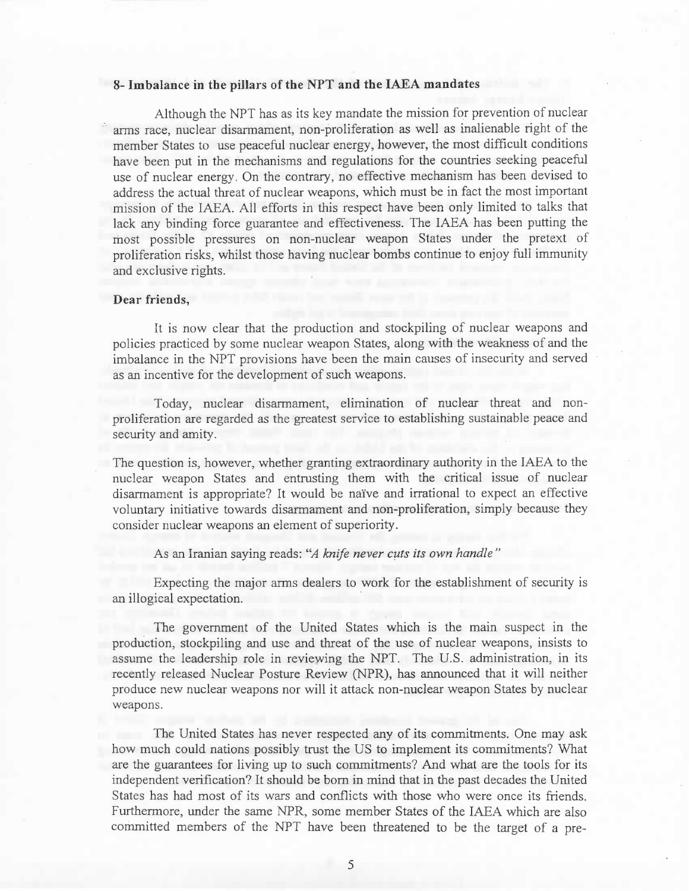**8- Imbalance in the pillars of the NPT and the IAEA mandates**

Although the NPT has as its key mandate the mission for prevention of nuclear arms race, nuclear disarmament, non-proliferation as well as inalienable right of the member States to use peaceful nuclear energy, however, the most difficult conditions have been put in the mechanisms and regulations for the countries seeking peaceful use of nuclear energy. On the contrary, no effective mechanism has been devised to address the actual threat of nuclear weapons, which must be in fact the most important mission of the IAEA. All efforts in this respect have been only limited to talks that lack any binding force guarantee and effectiveness. The IAEA has been putting the most possible pressures on non-nuclear weapon States under the pretext of proliferation risks, whilst those having nuclear bombs continue to enjoy full immunity and exclusive rights.

**Dear friends,**

It is now clear that the production and stockpiling of nuclear weapons and policies practiced by some nuclear weapon States, along with the weakness of and the imbalance in the NPT provisions have been the main causes of insecurity and served as an incentive for the development of such weapons.

Today, nuclear disarmament, elimination of nuclear threat and non-proliferation are regarded as the greatest service to establishing sustainable peace and security and amity.

The question is, however, whether granting extraordinary authority in the IAEA to the nuclear weapon States and entrusting them with the critical issue of nuclear disarmament is appropriate? It would be naïve and irrational to expect an effective voluntary initiative towards disarmament and non-proliferation, simply because they consider nuclear weapons an element of superiority.

As an Iranian saying reads: *"A knife never cuts its own handle"*

Expecting the major arms dealers to work for the establishment of security is an illogical expectation.

The government of the United States which is the main suspect in the production, stockpiling and use and threat of the use of nuclear weapons, insists to assume the leadership role in reviewing the NPT. The U.S. administration, in its recently released Nuclear Posture Review (NPR), has announced that it will neither produce new nuclear weapons nor will it attack non-nuclear weapon States by nuclear weapons.

The United States has never respected any of its commitments. One may ask how much could nations possibly trust the US to implement its commitments? What are the guarantees for living up to such commitments? And what are the tools for its independent verification? It should be born in mind that in the past decades the United States has had most of its wars and conflicts with those who were once its friends. Furthermore, under the same NPR, some member States of the IAEA which are also committed members of the NPT have been threatened to be the target of a pre-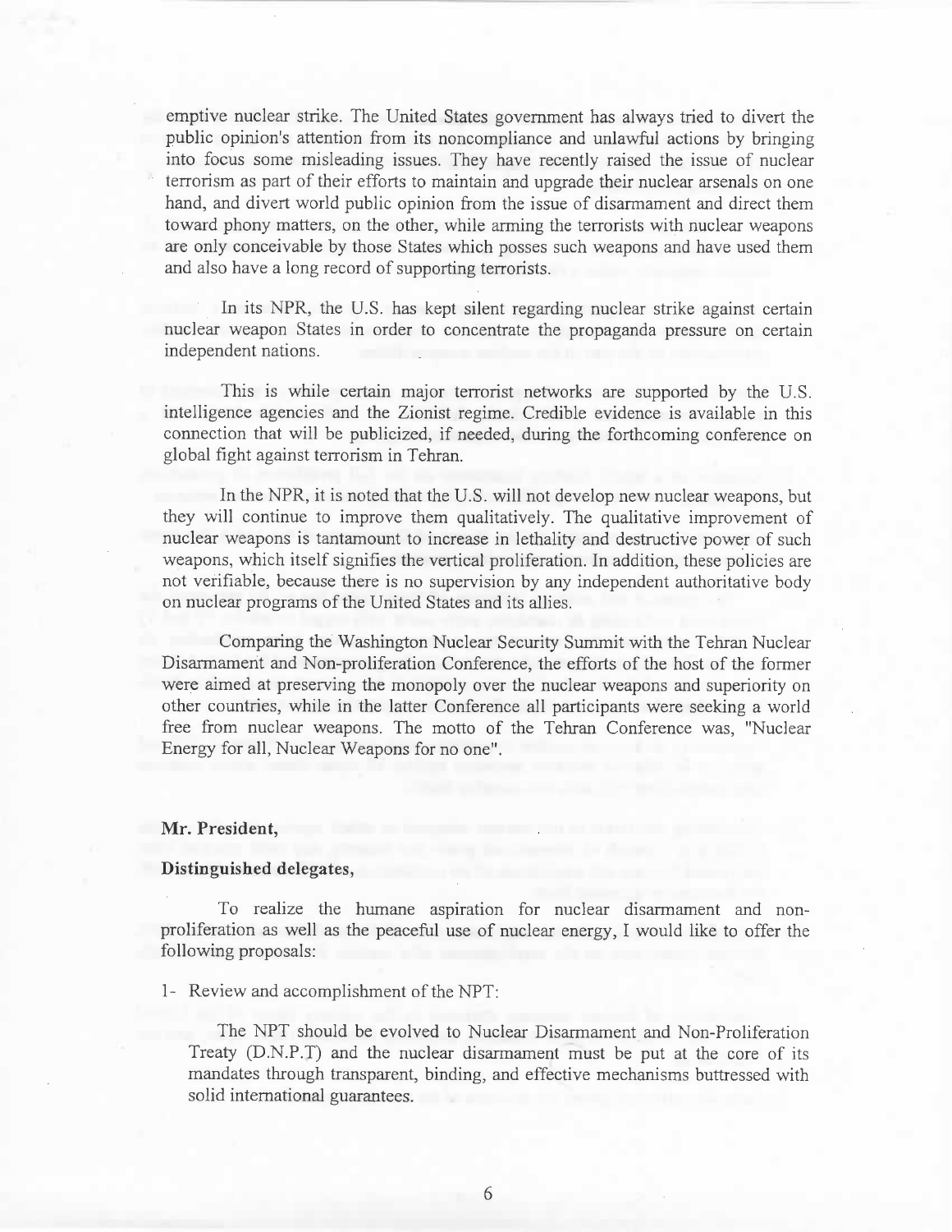emptive nuclear strike. The United States government has always tried to divert the public opinion's attention from its noncompliance and unlawful actions by bringing into focus some misleading issues. They have recently raised the issue of nuclear terrorism as part of their efforts to maintain and upgrade their nuclear arsenals on one hand, and divert world public opinion from the issue of disarmament and direct them toward phony matters, on the other, while arming the terrorists with nuclear weapons are only conceivable by those States which posses such weapons and have used them and also have a long record of supporting terrorists.

In its NPR, the U.S. has kept silent regarding nuclear strike against certain nuclear weapon States in order to concentrate the propaganda pressure on certain independent nations.

This is while certain major terrorist networks are supported by the U.S. intelligence agencies and the Zionist regime. Credible evidence is available in this connection that will be publicized, if needed, during the forthcoming conference on global fight against terrorism in Tehran.

In the NPR, it is noted that the U.S. will not develop new nuclear weapons, but they will continue to improve them qualitatively. The qualitative improvement of nuclear weapons is tantamount to increase in lethality and destructive power of such weapons, which itself signifies the vertical proliferation. In addition, these policies are not verifiable, because there is no supervision by any independent authoritative body on nuclear programs of the United States and its allies.

Comparing the Washington Nuclear Security Summit with the Tehran Nuclear Disarmament and Non-proliferation Conference, the efforts of the host of the former were aimed at preserving the monopoly over the nuclear weapons and superiority on other countries, while in the latter Conference all participants were seeking a world free from nuclear weapons. The motto of the Tehran Conference was, "Nuclear Energy for all, Nuclear Weapons for no one".

**Mr. President,**

**Distinguished delegates,**

To realize the humane aspiration for nuclear disarmament and non-proliferation as well as the peaceful use of nuclear energy, I would like to offer the following proposals:

1- Review and accomplishment of the NPT:

The NPT should be evolved to Nuclear Disarmament and Non-Proliferation Treaty (D.N.P.T) and the nuclear disarmament must be put at the core of its mandates through transparent, binding, and effective mechanisms buttressed with solid international guarantees.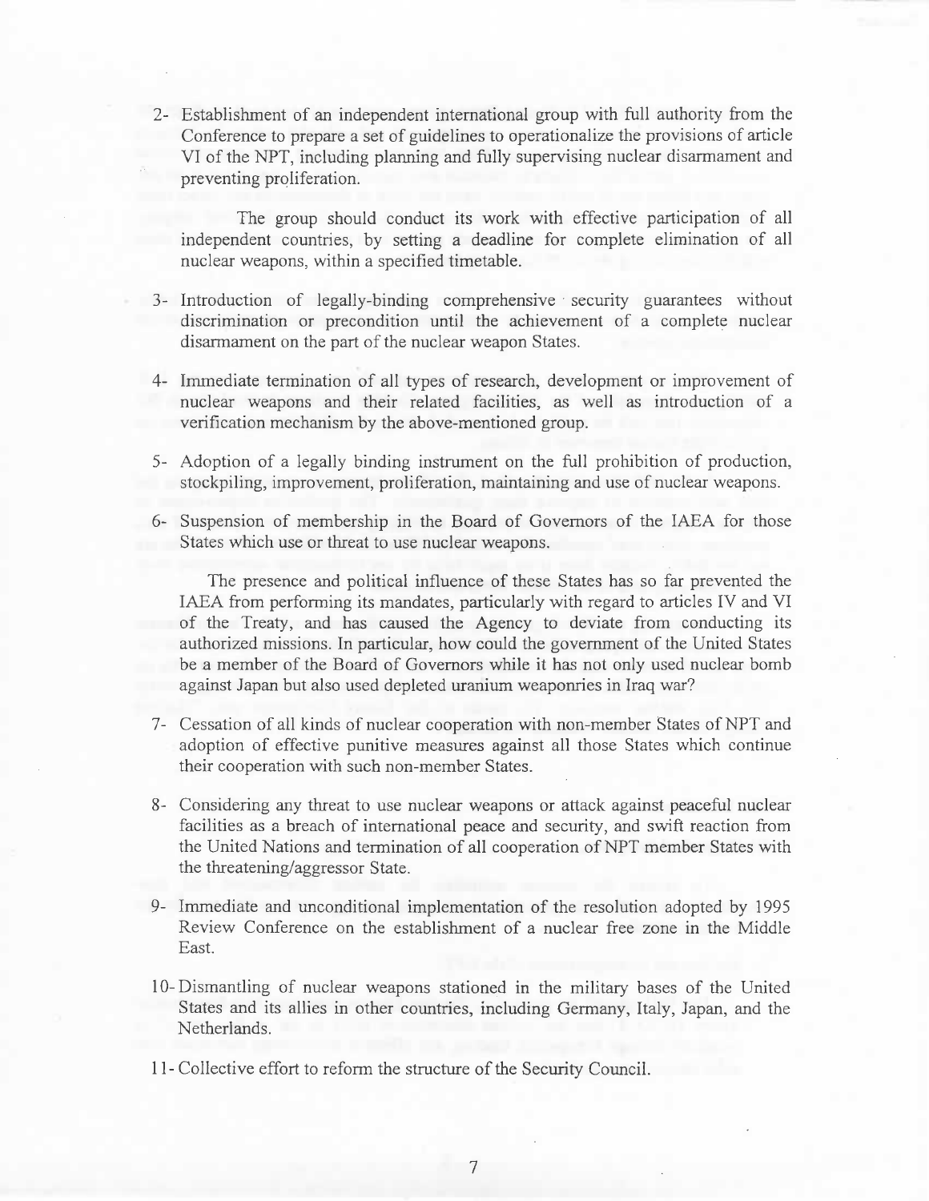2- Establishment of an independent international group with full authority from the Conference to prepare a set of guidelines to operationalize the provisions of article VI of the NPT, including planning and fully supervising nuclear disarmament and preventing proliferation.

   The group should conduct its work with effective participation of all independent countries, by setting a deadline for complete elimination of all nuclear weapons, within a specified timetable.

3- Introduction of legally-binding comprehensive security guarantees without discrimination or precondition until the achievement of a complete nuclear disarmament on the part of the nuclear weapon States.

4- Immediate termination of all types of research, development or improvement of nuclear weapons and their related facilities, as well as introduction of a verification mechanism by the above-mentioned group.

5- Adoption of a legally binding instrument on the full prohibition of production, stockpiling, improvement, proliferation, maintaining and use of nuclear weapons.

6- Suspension of membership in the Board of Governors of the IAEA for those States which use or threat to use nuclear weapons.

   The presence and political influence of these States has so far prevented the IAEA from performing its mandates, particularly with regard to articles IV and VI of the Treaty, and has caused the Agency to deviate from conducting its authorized missions. In particular, how could the government of the United States be a member of the Board of Governors while it has not only used nuclear bomb against Japan but also used depleted uranium weaponries in Iraq war?

7- Cessation of all kinds of nuclear cooperation with non-member States of NPT and adoption of effective punitive measures against all those States which continue their cooperation with such non-member States.

8- Considering any threat to use nuclear weapons or attack against peaceful nuclear facilities as a breach of international peace and security, and swift reaction from the United Nations and termination of all cooperation of NPT member States with the threatening/aggressor State.

9- Immediate and unconditional implementation of the resolution adopted by 1995 Review Conference on the establishment of a nuclear free zone in the Middle East.

10- Dismantling of nuclear weapons stationed in the military bases of the United States and its allies in other countries, including Germany, Italy, Japan, and the Netherlands.

11- Collective effort to reform the structure of the Security Council.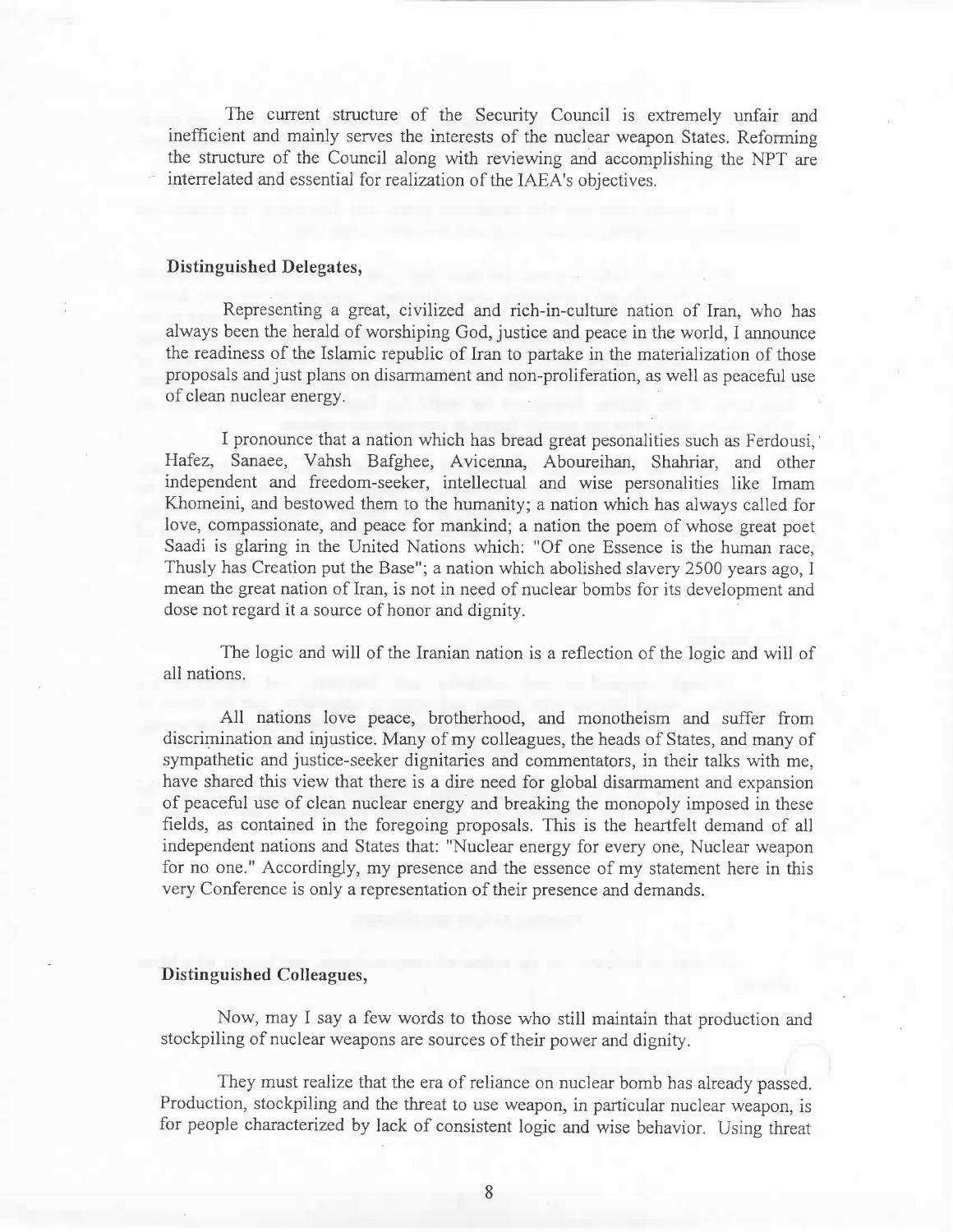The current structure of the Security Council is extremely unfair and inefficient and mainly serves the interests of the nuclear weapon States. Reforming the structure of the Council along with reviewing and accomplishing the NPT are interrelated and essential for realization of the IAEA's objectives.

**Distinguished Delegates,**

Representing a great, civilized and rich-in-culture nation of Iran, who has always been the herald of worshiping God, justice and peace in the world, I announce the readiness of the Islamic republic of Iran to partake in the materialization of those proposals and just plans on disarmament and non-proliferation, as well as peaceful use of clean nuclear energy.

I pronounce that a nation which has bread great pesonalities such as Ferdousi, Hafez, Sanaee, Vahsh Bafghee, Avicenna, Aboureihan, Shahriar, and other independent and freedom-seeker, intellectual and wise personalities like Imam Khomeini, and bestowed them to the humanity; a nation which has always called for love, compassionate, and peace for mankind; a nation the poem of whose great poet Saadi is glaring in the United Nations which: "Of one Essence is the human race, Thusly has Creation put the Base"; a nation which abolished slavery 2500 years ago, I mean the great nation of Iran, is not in need of nuclear bombs for its development and dose not regard it a source of honor and dignity.

The logic and will of the Iranian nation is a reflection of the logic and will of all nations.

All nations love peace, brotherhood, and monotheism and suffer from discrimination and injustice. Many of my colleagues, the heads of States, and many of sympathetic and justice-seeker dignitaries and commentators, in their talks with me, have shared this view that there is a dire need for global disarmament and expansion of peaceful use of clean nuclear energy and breaking the monopoly imposed in these fields, as contained in the foregoing proposals. This is the heartfelt demand of all independent nations and States that: "Nuclear energy for every one, Nuclear weapon for no one." Accordingly, my presence and the essence of my statement here in this very Conference is only a representation of their presence and demands.

**Distinguished Colleagues,**

Now, may I say a few words to those who still maintain that production and stockpiling of nuclear weapons are sources of their power and dignity.

They must realize that the era of reliance on nuclear bomb has already passed. Production, stockpiling and the threat to use weapon, in particular nuclear weapon, is for people characterized by lack of consistent logic and wise behavior. Using threat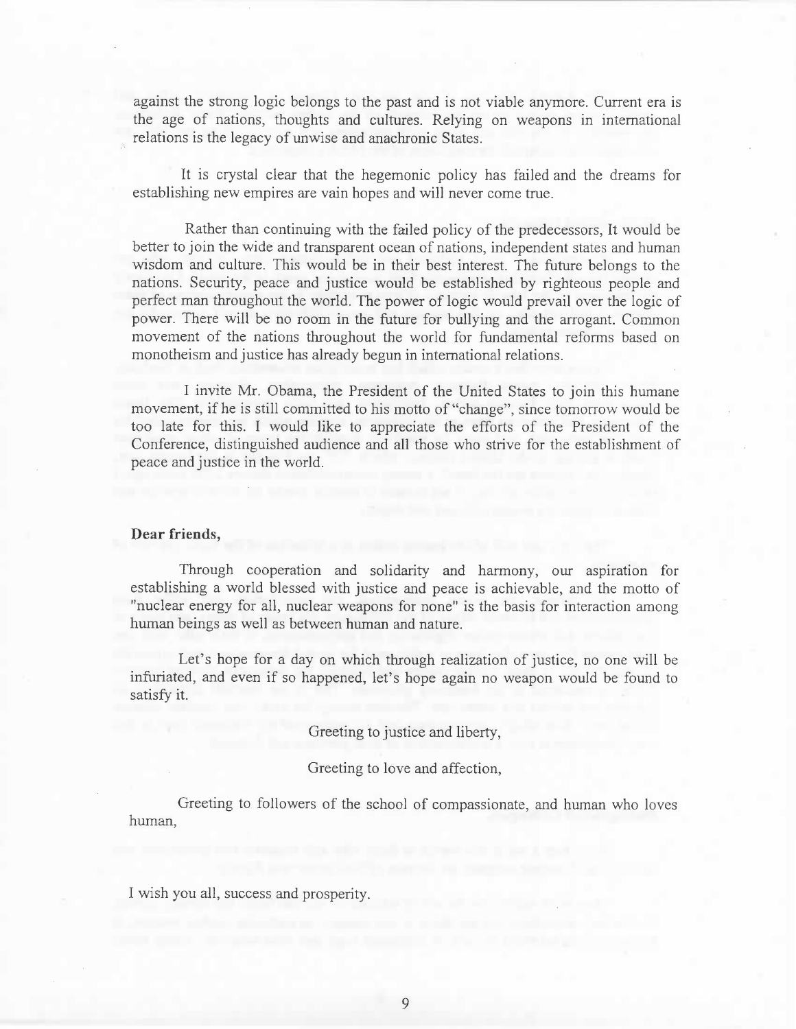against the strong logic belongs to the past and is not viable anymore. Current era is the age of nations, thoughts and cultures. Relying on weapons in international relations is the legacy of unwise and anachronic States.

It is crystal clear that the hegemonic policy has failed and the dreams for establishing new empires are vain hopes and will never come true.

Rather than continuing with the failed policy of the predecessors, It would be better to join the wide and transparent ocean of nations, independent states and human wisdom and culture. This would be in their best interest. The future belongs to the nations. Security, peace and justice would be established by righteous people and perfect man throughout the world. The power of logic would prevail over the logic of power. There will be no room in the future for bullying and the arrogant. Common movement of the nations throughout the world for fundamental reforms based on monotheism and justice has already begun in international relations.

I invite Mr. Obama, the President of the United States to join this humane movement, if he is still committed to his motto of "change", since tomorrow would be too late for this. I would like to appreciate the efforts of the President of the Conference, distinguished audience and all those who strive for the establishment of peace and justice in the world.

**Dear friends,**

Through cooperation and solidarity and harmony, our aspiration for establishing a world blessed with justice and peace is achievable, and the motto of "nuclear energy for all, nuclear weapons for none" is the basis for interaction among human beings as well as between human and nature.

Let's hope for a day on which through realization of justice, no one will be infuriated, and even if so happened, let's hope again no weapon would be found to satisfy it.

Greeting to justice and liberty,

Greeting to love and affection,

Greeting to followers of the school of compassionate, and human who loves human,

I wish you all, success and prosperity.